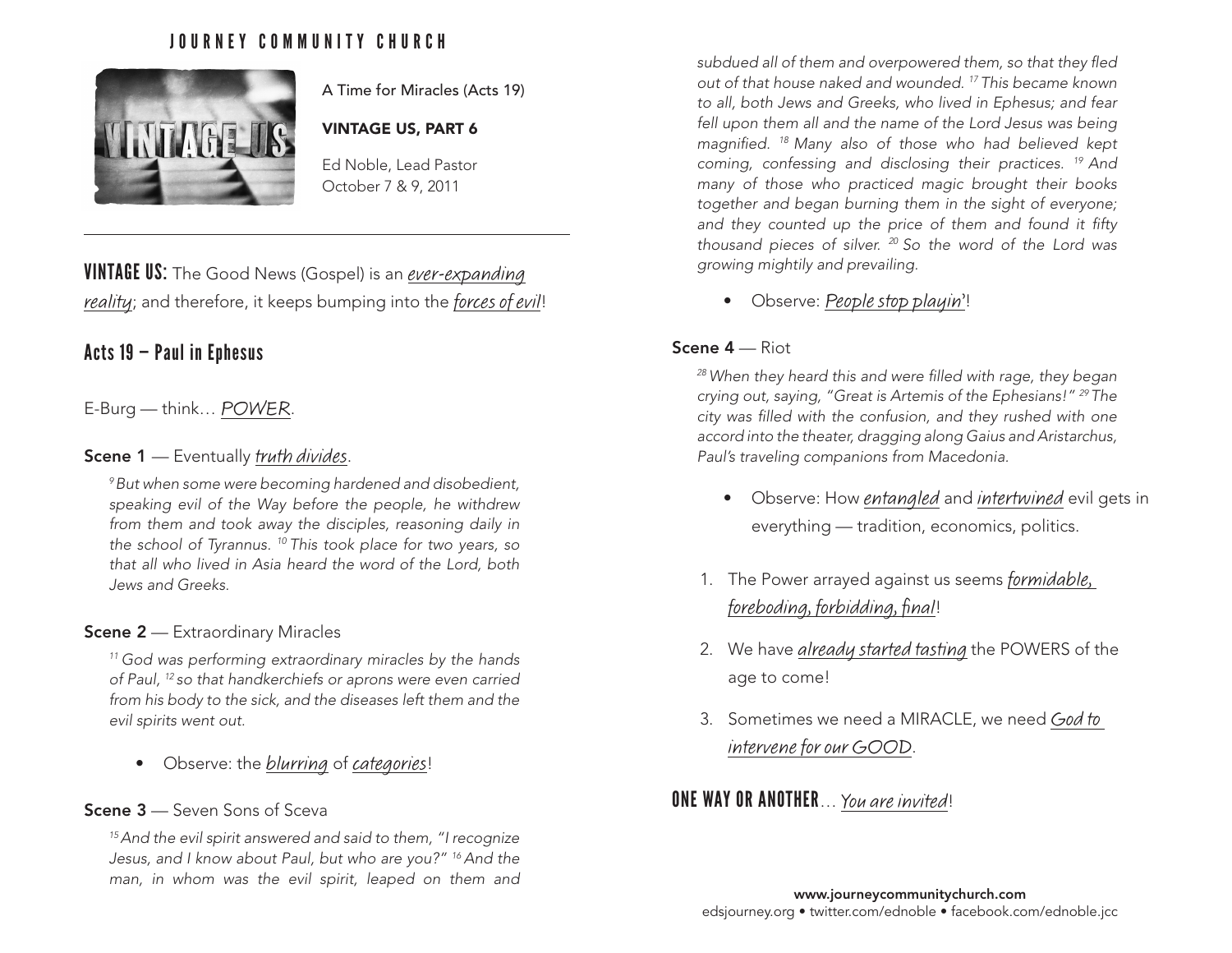# JOURNEY COMMUNITY CHURCH

A Time for Miracles (Acts 19)

**VINTAGE US, PART 6**

Ed Noble, Lead Pastor
October 7 & 9, 2011

---

**VINTAGE US:** The Good News (Gospel) is an *ever-expanding reality*; and therefore, it keeps bumping into the *forces of evil*!

## Acts 19 – Paul in Ephesus

E-Burg — think… *POWER*.

**Scene 1** — Eventually *truth divides*.

*[9] But when some were becoming hardened and disobedient, speaking evil of the Way before the people, he withdrew from them and took away the disciples, reasoning daily in the school of Tyrannus. [10] This took place for two years, so that all who lived in Asia heard the word of the Lord, both Jews and Greeks.*

**Scene 2** — Extraordinary Miracles

*[11] God was performing extraordinary miracles by the hands of Paul, [12] so that handkerchiefs or aprons were even carried from his body to the sick, and the diseases left them and the evil spirits went out.*

- Observe: the *blurring* of *categories*!

**Scene 3** — Seven Sons of Sceva

*[15] And the evil spirit answered and said to them, "I recognize Jesus, and I know about Paul, but who are you?" [16] And the man, in whom was the evil spirit, leaped on them and subdued all of them and overpowered them, so that they fled out of that house naked and wounded. [17] This became known to all, both Jews and Greeks, who lived in Ephesus; and fear fell upon them all and the name of the Lord Jesus was being magnified. [18] Many also of those who had believed kept coming, confessing and disclosing their practices. [19] And many of those who practiced magic brought their books together and began burning them in the sight of everyone; and they counted up the price of them and found it fifty thousand pieces of silver. [20] So the word of the Lord was growing mightily and prevailing.*

- Observe: *People stop playin*'!

**Scene 4** — Riot

*[28] When they heard this and were filled with rage, they began crying out, saying, "Great is Artemis of the Ephesians!" [29] The city was filled with the confusion, and they rushed with one accord into the theater, dragging along Gaius and Aristarchus, Paul's traveling companions from Macedonia.*

- Observe: How *entangled* and *intertwined* evil gets in everything — tradition, economics, politics.

1. The Power arrayed against us seems *formidable, foreboding, forbidding, final*!
2. We have *already started tasting* the POWERS of the age to come!
3. Sometimes we need a MIRACLE, we need *God to intervene for our GOOD*.

## ONE WAY OR ANOTHER… *You are invited*!

**www.journeycommunitychurch.com**
edsjourney.org • twitter.com/ednoble • facebook.com/ednoble.jcc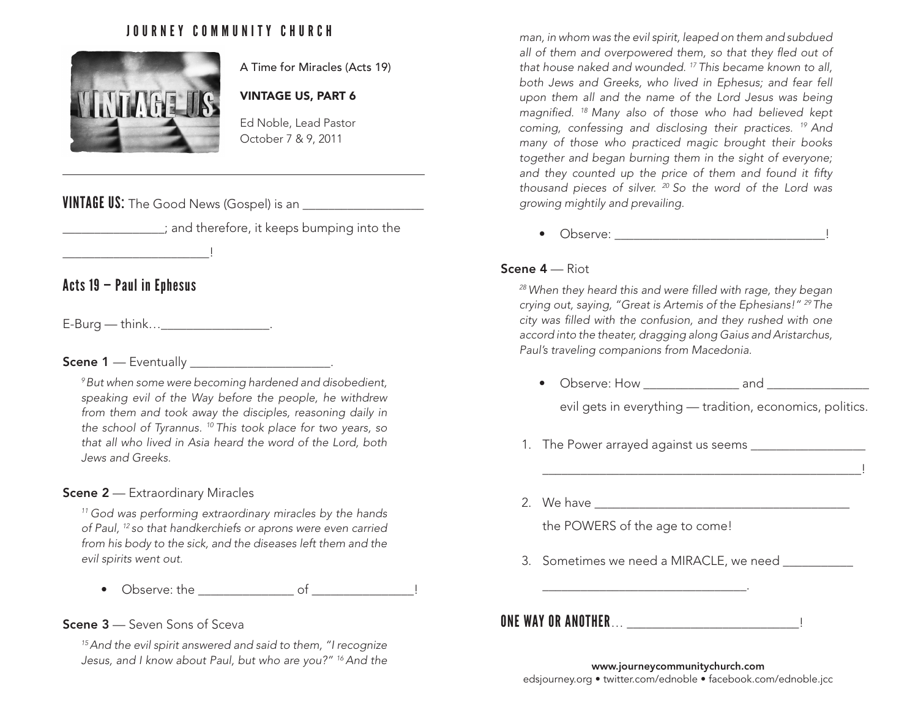JOURNEY COMMUNITY CHURCH

A Time for Miracles (Acts 19)

**VINTAGE US, PART 6**

Ed Noble, Lead Pastor
October 7 & 9, 2011

---

**VINTAGE US:** The Good News (Gospel) is an __________________ _______________; and therefore, it keeps bumping into the ______________________!

## Acts 19 – Paul in Ephesus

E-Burg — think…________________.

**Scene 1** — Eventually _____________________.

*[9] But when some were becoming hardened and disobedient, speaking evil of the Way before the people, he withdrew from them and took away the disciples, reasoning daily in the school of Tyrannus. [10] This took place for two years, so that all who lived in Asia heard the word of the Lord, both Jews and Greeks.*

**Scene 2** — Extraordinary Miracles

*[11] God was performing extraordinary miracles by the hands of Paul, [12] so that handkerchiefs or aprons were even carried from his body to the sick, and the diseases left them and the evil spirits went out.*

- Observe: the ______________ of _______________!

**Scene 3** — Seven Sons of Sceva

*[15] And the evil spirit answered and said to them, "I recognize Jesus, and I know about Paul, but who are you?" [16] And the man, in whom was the evil spirit, leaped on them and subdued all of them and overpowered them, so that they fled out of that house naked and wounded. [17] This became known to all, both Jews and Greeks, who lived in Ephesus; and fear fell upon them all and the name of the Lord Jesus was being magnified. [18] Many also of those who had believed kept coming, confessing and disclosing their practices. [19] And many of those who practiced magic brought their books together and began burning them in the sight of everyone; and they counted up the price of them and found it fifty thousand pieces of silver. [20] So the word of the Lord was growing mightily and prevailing.*

- Observe: _________________________________!

**Scene 4** — Riot

*[28] When they heard this and were filled with rage, they began crying out, saying, "Great is Artemis of the Ephesians!" [29] The city was filled with the confusion, and they rushed with one accord into the theater, dragging along Gaius and Aristarchus, Paul's traveling companions from Macedonia.*

- Observe: How ______________ and _______________ evil gets in everything — tradition, economics, politics.

1. The Power arrayed against us seems _________________ _________________________________________________!
2. We have _______________________________________ the POWERS of the age to come!
3. Sometimes we need a MIRACLE, we need __________ _______________________________.

**ONE WAY OR ANOTHER**… __________________________!

**www.journeycommunitychurch.com**
edsjourney.org • twitter.com/ednoble • facebook.com/ednoble.jcc